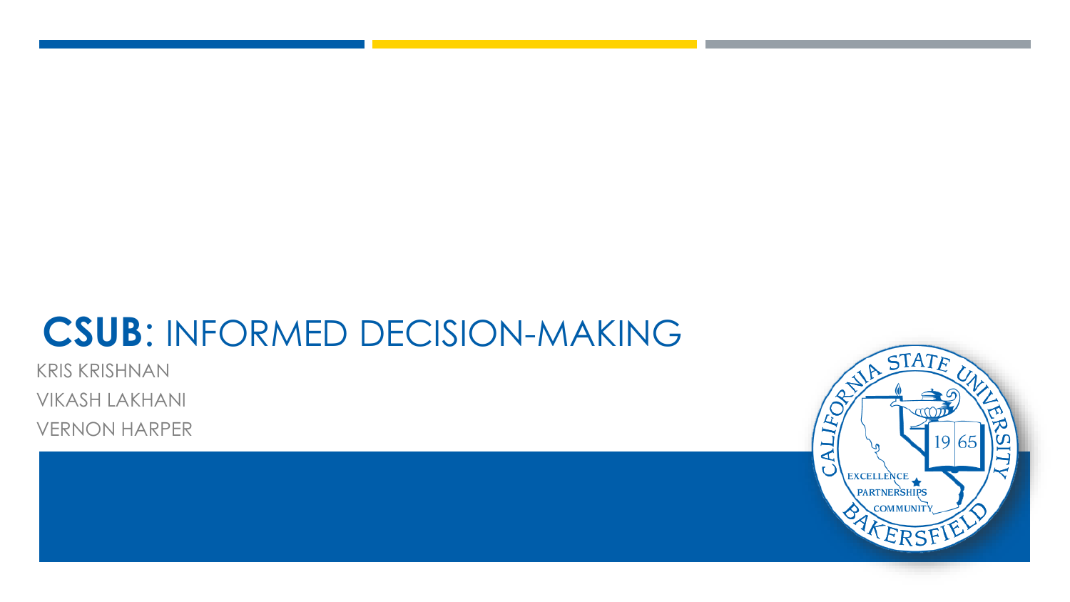# **CSUB**: INFORMED DECISION-MAKING

KRIS KRISHNAN

VIKASH LAKHANI

VERNON HARPER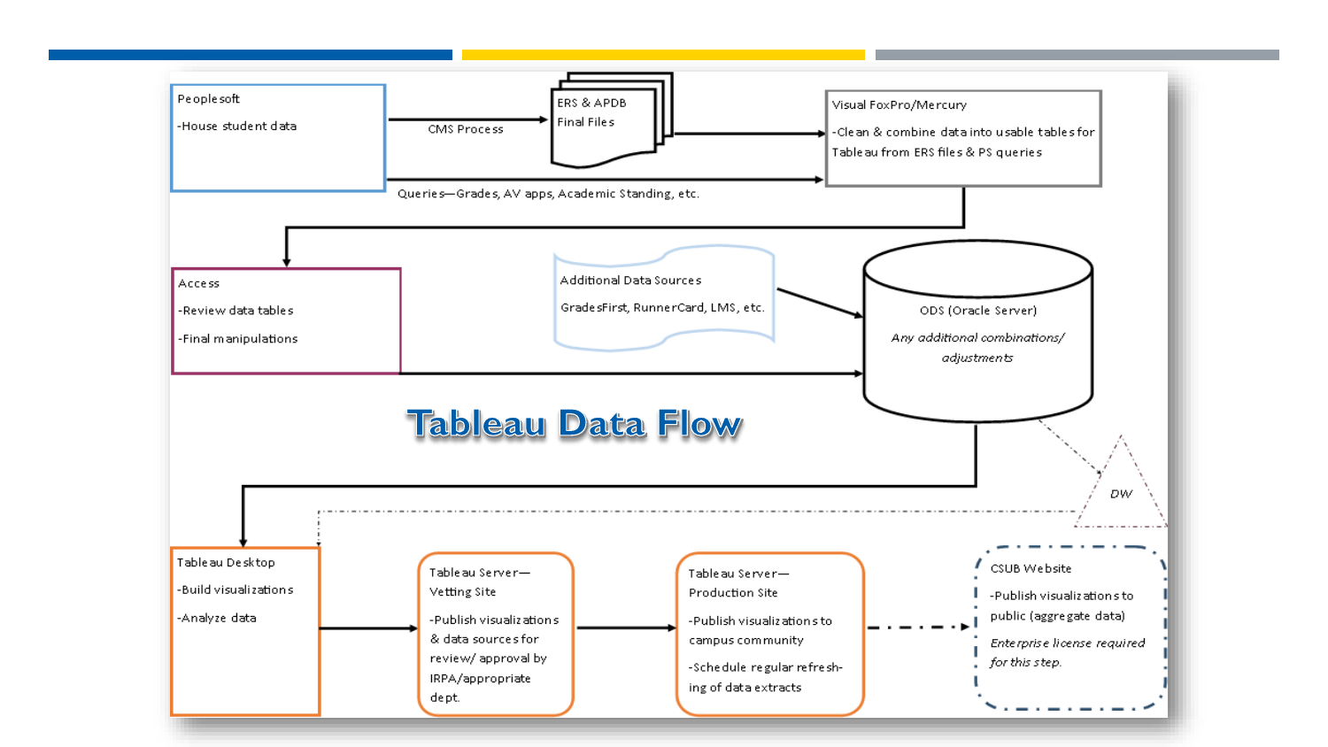# Tableau Data Flow

Peoplesoft
-House student data

CMS Process

ERS & APDB
Final Files

Visual FoxPro/Mercury
-Clean & combine data into usable tables for Tableau from ERS files & PS queries

Queries—Grades, AV apps, Academic Standing, etc.

Access
-Review data tables
-Final manipulations

Additional Data Sources
GradesFirst, RunnerCard, LMS, etc.

ODS (Oracle Server)
*Any additional combinations/ adjustments*

DW

Tableau Desktop
-Build visualizations
-Analyze data

Tableau Server—Vetting Site
-Publish visualizations & data sources for review/ approval by IRPA/appropriate dept.

Tableau Server—Production Site
-Publish visualizations to campus community
-Schedule regular refresh-ing of data extracts

CSUB Website
-Publish visualizations to public (aggregate data)
*Enterprise license required for this step.*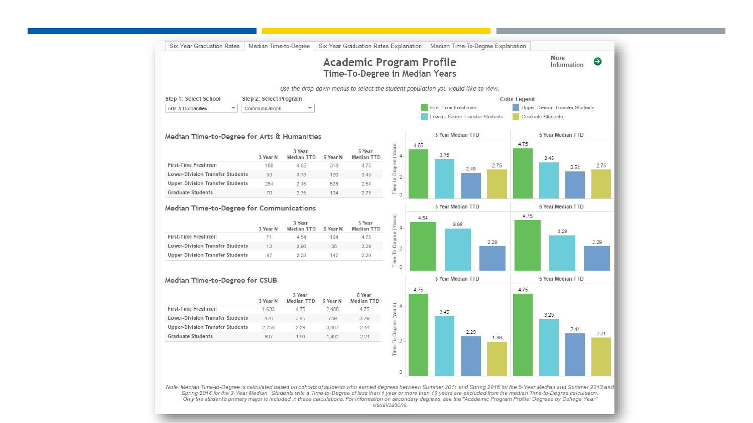Six Year Graduation Rates | Median Time-to-Degree | Six Year Graduation Rates Explanation | Median Time-To-Degree Explanation

# Academic Program Profile

## Time-To-Degree in Median Years

More Information

*Use the drop-down menus to select the student population you would like to view.*

Step 1: Select School: Arts & Humanities

Step 2: Select Program: Communications

Color Legend: First-Time Freshmen; Lower-Division Transfer Students; Upper-Division Transfer Students; Graduate Students

### Median Time-to-Degree for Arts & Humanities

| | 3 Year N | 3 Year Median TTD | 5 Year N | 5 Year Median TTD |
|---|---|---|---|---|
| First-Time Freshmen | 188 | 4.65 | 318 | 4.75 |
| Lower-Division Transfer Students | 53 | 3.75 | 120 | 3.45 |
| Upper-Division Transfer Students | 284 | 2.45 | 528 | 2.54 |
| Graduate Students | 70 | 2.75 | 124 | 2.75 |

### Median Time-to-Degree for Communications

| | 3 Year N | 3 Year Median TTD | 5 Year N | 5 Year Median TTD |
|---|---|---|---|---|
| First-Time Freshmen | 71 | 4.54 | 104 | 4.75 |
| Lower-Division Transfer Students | 13 | 3.96 | 36 | 3.29 |
| Upper-Division Transfer Students | 87 | 2.29 | 147 | 2.29 |

### Median Time-to-Degree for CSUB

| | 3 Year N | 3 Year Median TTD | 5 Year N | 5 Year Median TTD |
|---|---|---|---|---|
| First-Time Freshmen | 1,633 | 4.75 | 2,488 | 4.75 |
| Lower-Division Transfer Students | 428 | 3.45 | 789 | 3.29 |
| Upper-Division Transfer Students | 2,256 | 2.29 | 3,687 | 2.44 |
| Graduate Students | 807 | 1.99 | 1,402 | 2.21 |

*Note: Median Time-to-Degree is calculated based on cohorts of students who earned degrees between Summer 2011 and Spring 2016 for the 5-Year Median and Summer 2013 and Spring 2016 for the 3-Year Median. Students with a Time-to-Degree of less than 1 year or more than 10 years are excluded from the median Time-to-Degree calculation. Only the student's primary major is included in these calculations. For information on secondary degrees, see the "Academic Program Profile: Degrees by College Year" visualizations.*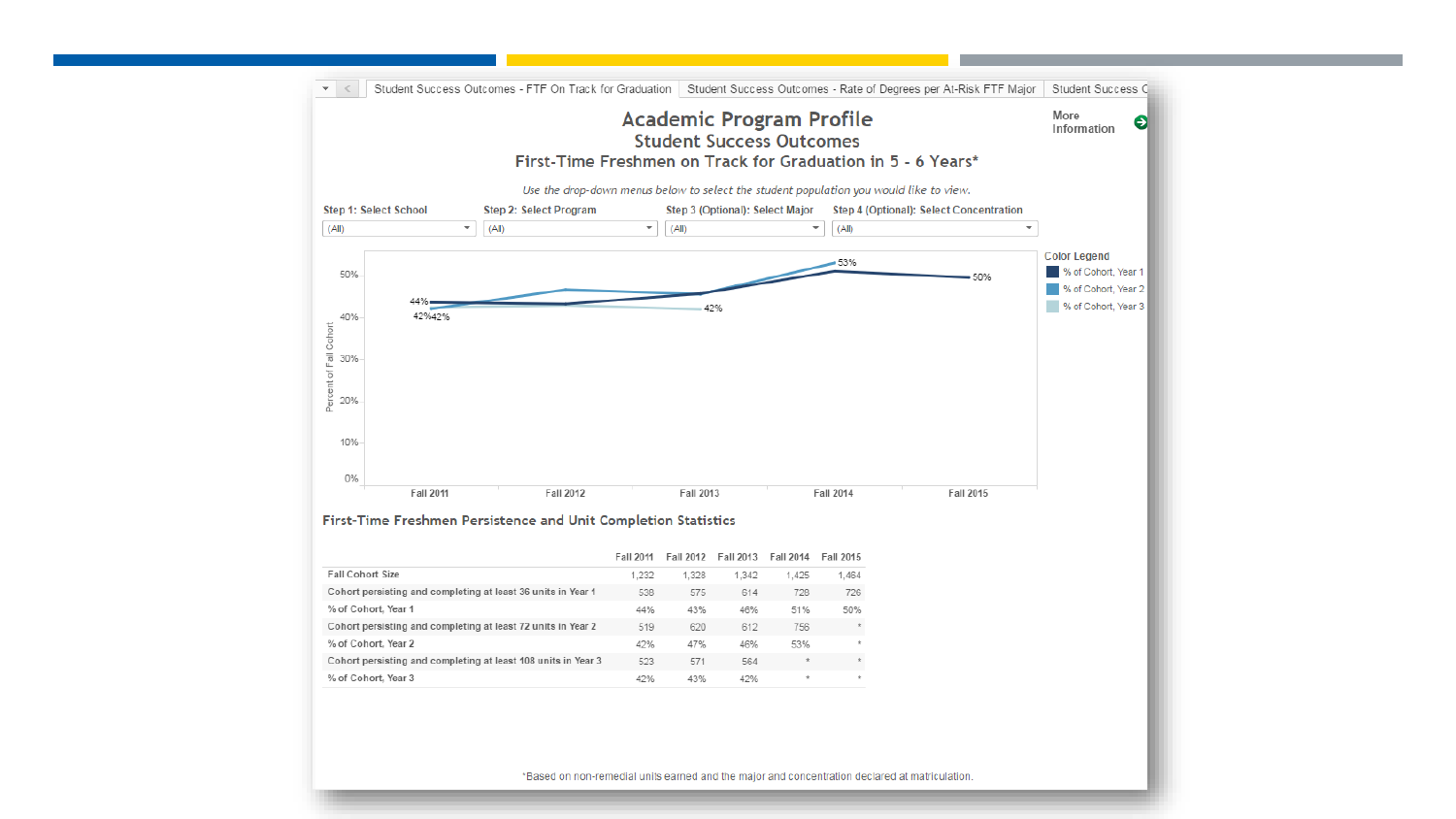Student Success Outcomes - FTF On Track for Graduation | Student Success Outcomes - Rate of Degrees per At-Risk FTF Major | Student Success O

# Academic Program Profile

## Student Success Outcomes

### First-Time Freshmen on Track for Graduation in 5 - 6 Years*

More Information

*Use the drop-down menus below to select the student population you would like to view.*

Step 1: Select School (All) | Step 2: Select Program (All) | Step 3 (Optional): Select Major (All) | Step 4 (Optional): Select Concentration (All)

Color Legend
- % of Cohort, Year 1
- % of Cohort, Year 2
- % of Cohort, Year 3

### First-Time Freshmen Persistence and Unit Completion Statistics

| | Fall 2011 | Fall 2012 | Fall 2013 | Fall 2014 | Fall 2015 |
|---|---|---|---|---|---|
| Fall Cohort Size | 1,232 | 1,328 | 1,342 | 1,425 | 1,464 |
| Cohort persisting and completing at least 36 units in Year 1 | 538 | 575 | 614 | 728 | 726 |
| % of Cohort, Year 1 | 44% | 43% | 46% | 51% | 50% |
| Cohort persisting and completing at least 72 units in Year 2 | 519 | 620 | 612 | 756 | * |
| % of Cohort, Year 2 | 42% | 47% | 46% | 53% | * |
| Cohort persisting and completing at least 108 units in Year 3 | 523 | 571 | 564 | * | * |
| % of Cohort, Year 3 | 42% | 43% | 42% | * | * |

*Based on non-remedial units earned and the major and concentration declared at matriculation.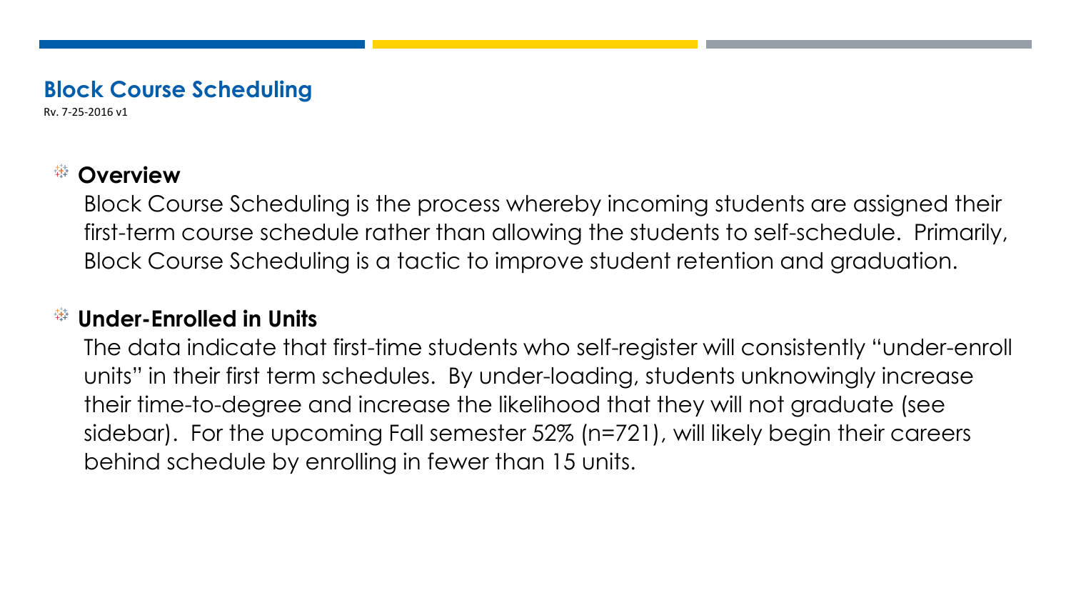## Block Course Scheduling

Rv. 7-25-2016 v1

### Overview

Block Course Scheduling is the process whereby incoming students are assigned their first-term course schedule rather than allowing the students to self-schedule. Primarily, Block Course Scheduling is a tactic to improve student retention and graduation.

### Under-Enrolled in Units

The data indicate that first-time students who self-register will consistently “under-enroll units” in their first term schedules. By under-loading, students unknowingly increase their time-to-degree and increase the likelihood that they will not graduate (see sidebar). For the upcoming Fall semester 52% (n=721), will likely begin their careers behind schedule by enrolling in fewer than 15 units.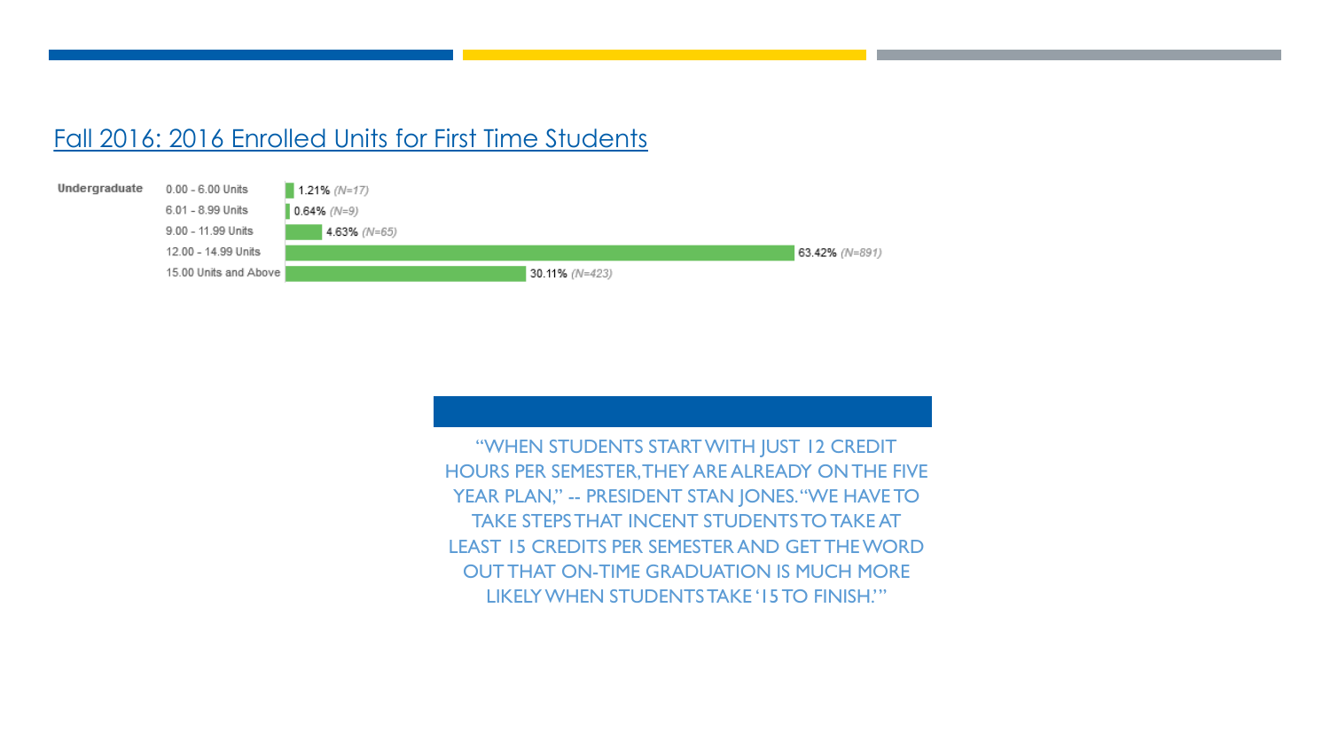## Fall 2016: 2016 Enrolled Units for First Time Students

| Undergraduate | Percent | N |
|---|---|---|
| 0.00 - 6.00 Units | 1.21% | (N=17) |
| 6.01 - 8.99 Units | 0.64% | (N=9) |
| 9.00 - 11.99 Units | 4.63% | (N=65) |
| 12.00 - 14.99 Units | 63.42% | (N=891) |
| 15.00 Units and Above | 30.11% | (N=423) |

"WHEN STUDENTS START WITH JUST 12 CREDIT HOURS PER SEMESTER, THEY ARE ALREADY ON THE FIVE YEAR PLAN," -- PRESIDENT STAN JONES. "WE HAVE TO TAKE STEPS THAT INCENT STUDENTS TO TAKE AT LEAST 15 CREDITS PER SEMESTER AND GET THE WORD OUT THAT ON-TIME GRADUATION IS MUCH MORE LIKELY WHEN STUDENTS TAKE '15 TO FINISH.'"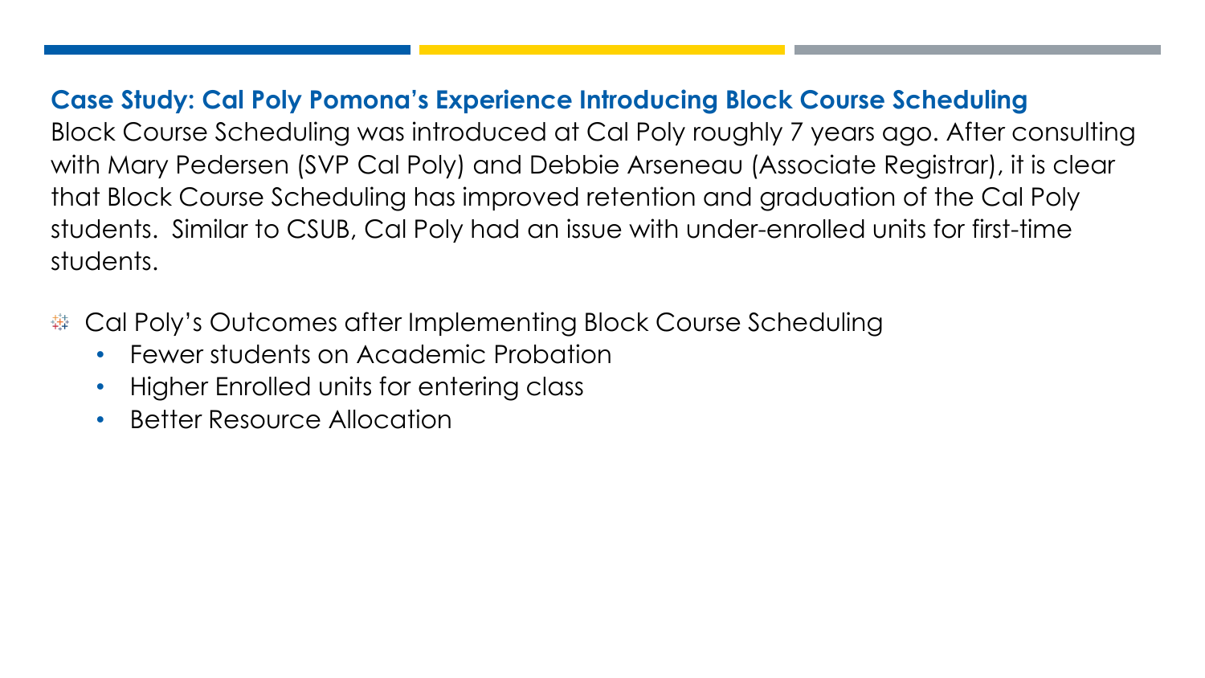## Case Study: Cal Poly Pomona's Experience Introducing Block Course Scheduling

Block Course Scheduling was introduced at Cal Poly roughly 7 years ago. After consulting with Mary Pedersen (SVP Cal Poly) and Debbie Arseneau (Associate Registrar), it is clear that Block Course Scheduling has improved retention and graduation of the Cal Poly students. Similar to CSUB, Cal Poly had an issue with under-enrolled units for first-time students.

- Cal Poly's Outcomes after Implementing Block Course Scheduling
  - Fewer students on Academic Probation
  - Higher Enrolled units for entering class
  - Better Resource Allocation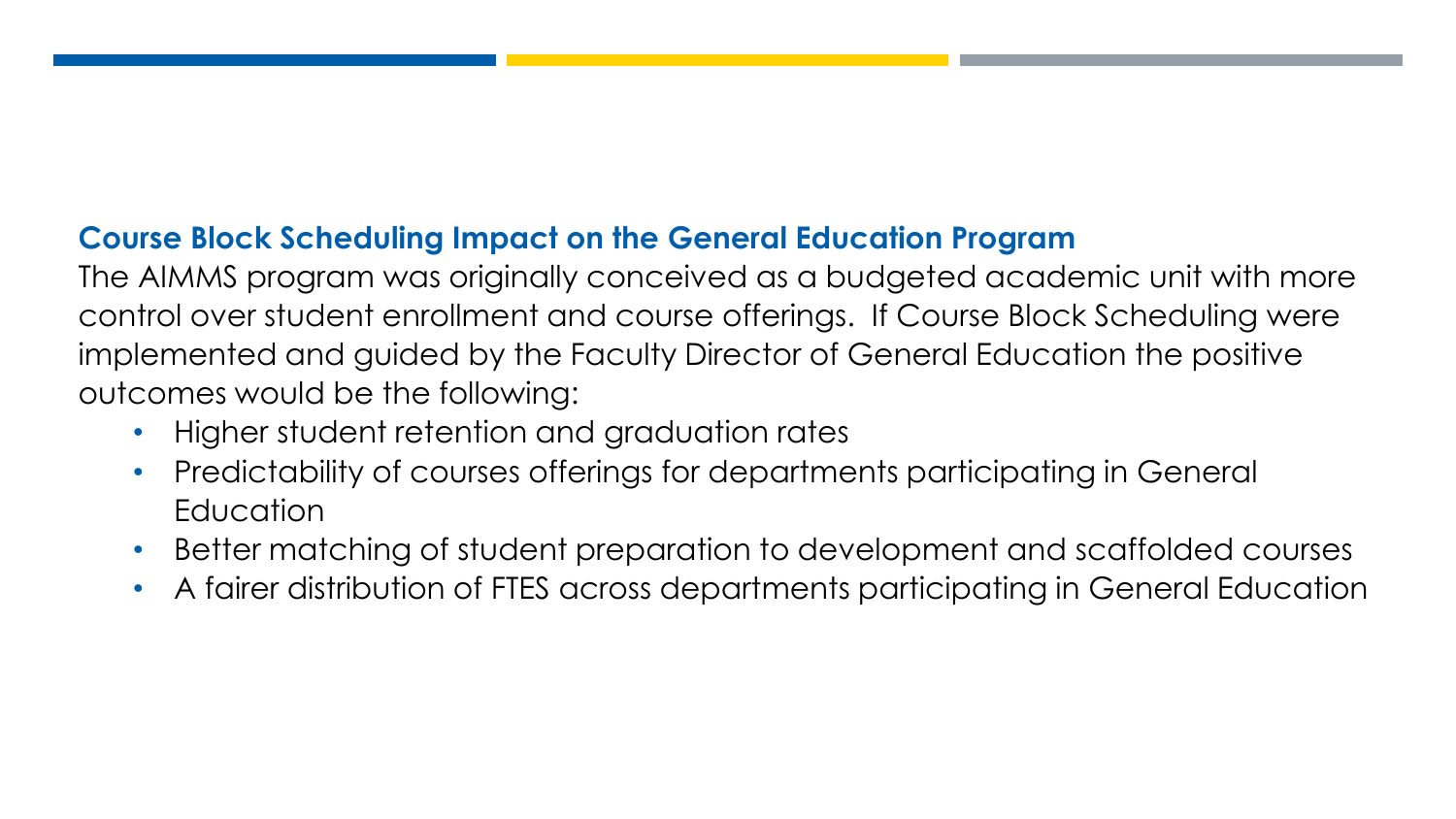## Course Block Scheduling Impact on the General Education Program

The AIMMS program was originally conceived as a budgeted academic unit with more control over student enrollment and course offerings. If Course Block Scheduling were implemented and guided by the Faculty Director of General Education the positive outcomes would be the following:

- Higher student retention and graduation rates
- Predictability of courses offerings for departments participating in General Education
- Better matching of student preparation to development and scaffolded courses
- A fairer distribution of FTES across departments participating in General Education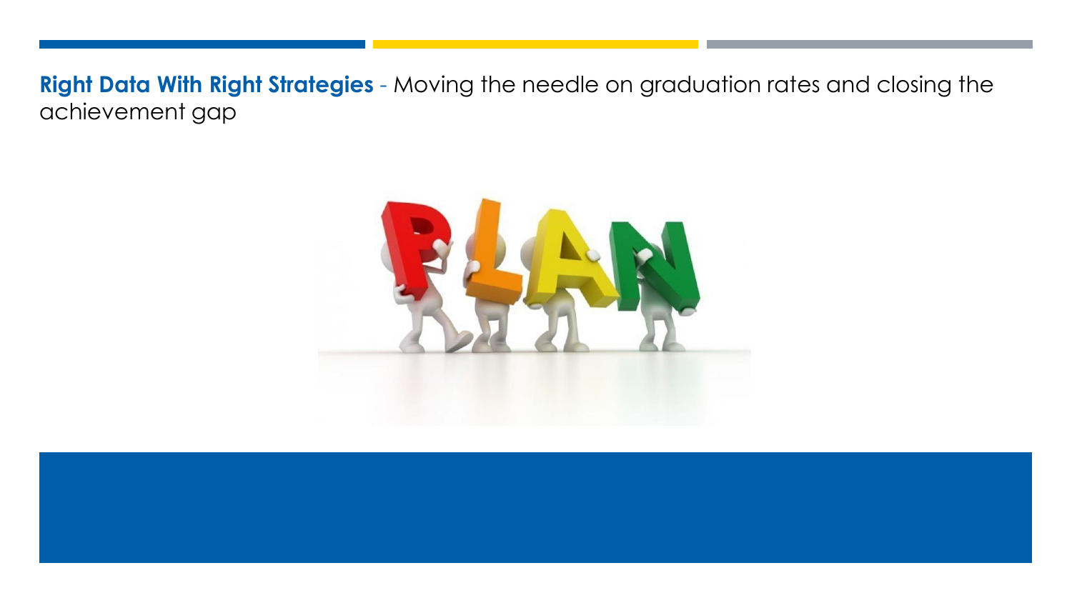**Right Data With Right Strategies** - Moving the needle on graduation rates and closing the achievement gap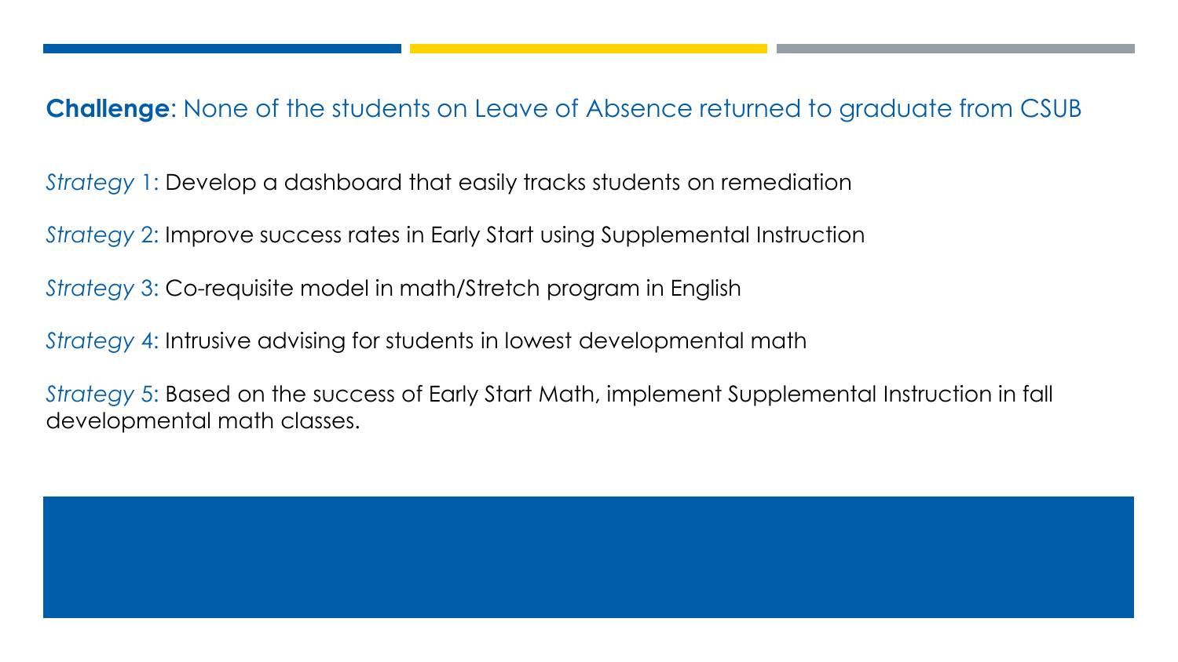**Challenge**: None of the students on Leave of Absence returned to graduate from CSUB

*Strategy* 1: Develop a dashboard that easily tracks students on remediation

*Strategy* 2: Improve success rates in Early Start using Supplemental Instruction

*Strategy* 3: Co-requisite model in math/Stretch program in English

*Strategy* 4: Intrusive advising for students in lowest developmental math

*Strategy* 5: Based on the success of Early Start Math, implement Supplemental Instruction in fall developmental math classes.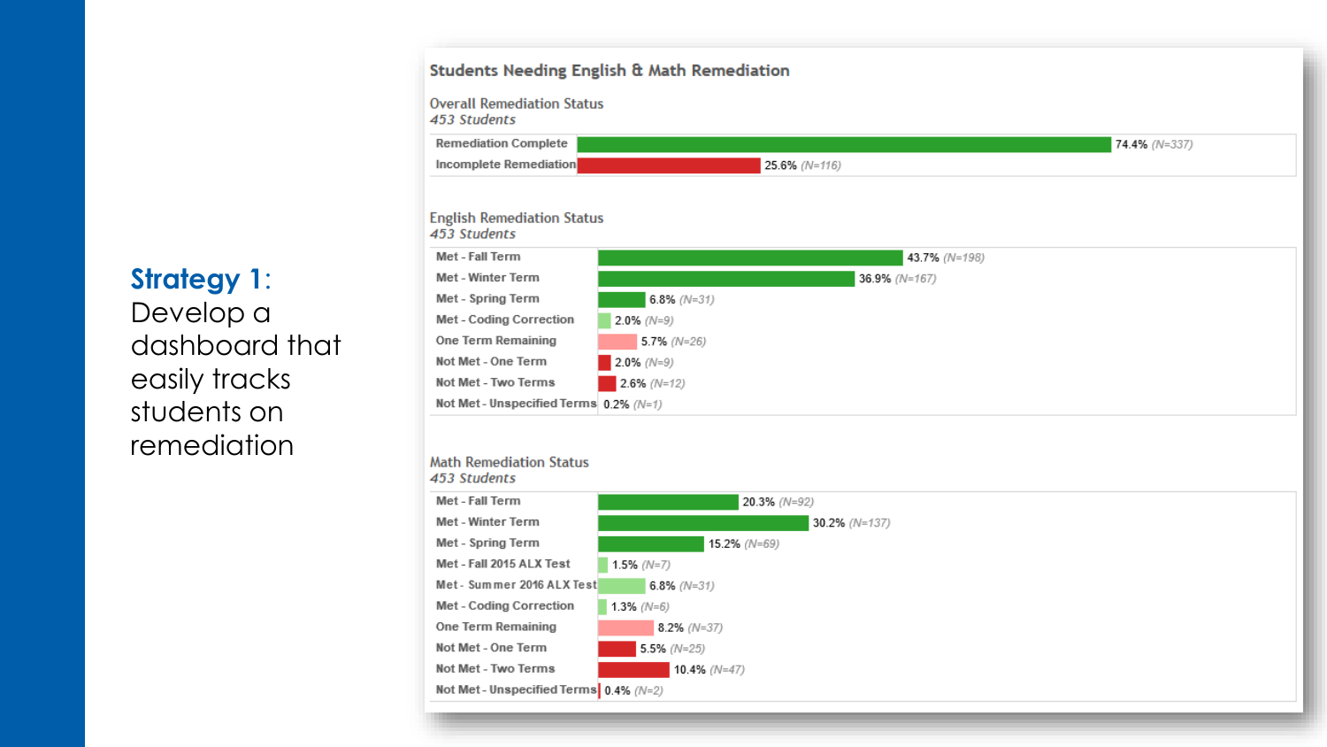**Strategy 1:** Develop a dashboard that easily tracks students on remediation

## Students Needing English & Math Remediation

### Overall Remediation Status
*453 Students*

| Status | Percent | N |
|---|---|---|
| Remediation Complete | 74.4% | (N=337) |
| Incomplete Remediation | 25.6% | (N=116) |

### English Remediation Status
*453 Students*

| Status | Percent | N |
|---|---|---|
| Met - Fall Term | 43.7% | (N=198) |
| Met - Winter Term | 36.9% | (N=167) |
| Met - Spring Term | 6.8% | (N=31) |
| Met - Coding Correction | 2.0% | (N=9) |
| One Term Remaining | 5.7% | (N=26) |
| Not Met - One Term | 2.0% | (N=9) |
| Not Met - Two Terms | 2.6% | (N=12) |
| Not Met - Unspecified Terms | 0.2% | (N=1) |

### Math Remediation Status
*453 Students*

| Status | Percent | N |
|---|---|---|
| Met - Fall Term | 20.3% | (N=92) |
| Met - Winter Term | 30.2% | (N=137) |
| Met - Spring Term | 15.2% | (N=69) |
| Met - Fall 2015 ALX Test | 1.5% | (N=7) |
| Met - Summer 2016 ALX Test | 6.8% | (N=31) |
| Met - Coding Correction | 1.3% | (N=6) |
| One Term Remaining | 8.2% | (N=37) |
| Not Met - One Term | 5.5% | (N=25) |
| Not Met - Two Terms | 10.4% | (N=47) |
| Not Met - Unspecified Terms | 0.4% | (N=2) |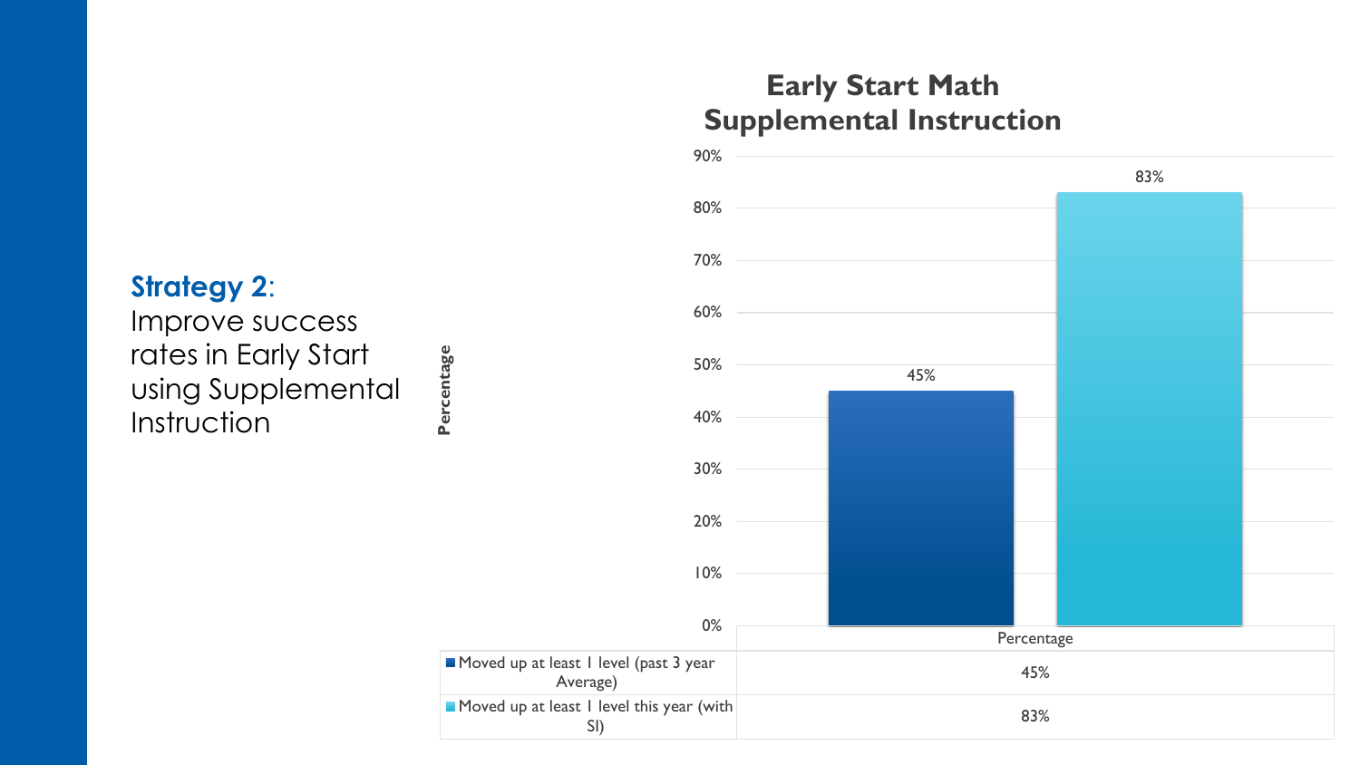**Strategy 2**:
Improve success rates in Early Start using Supplemental Instruction

## Early Start Math Supplemental Instruction

| | Percentage |
|---|---|
| Moved up at least 1 level (past 3 year Average) | 45% |
| Moved up at least 1 level this year (with SI) | 83% |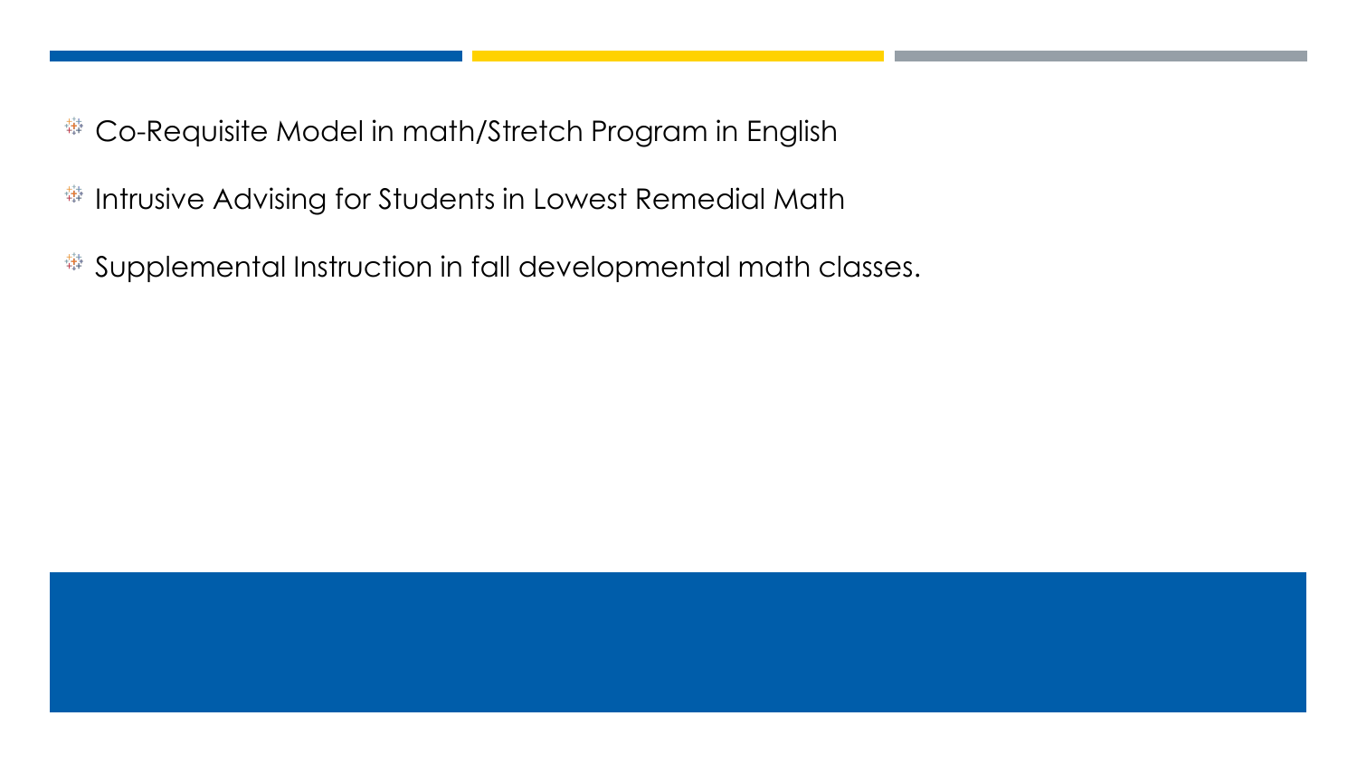- Co-Requisite Model in math/Stretch Program in English
- Intrusive Advising for Students in Lowest Remedial Math
- Supplemental Instruction in fall developmental math classes.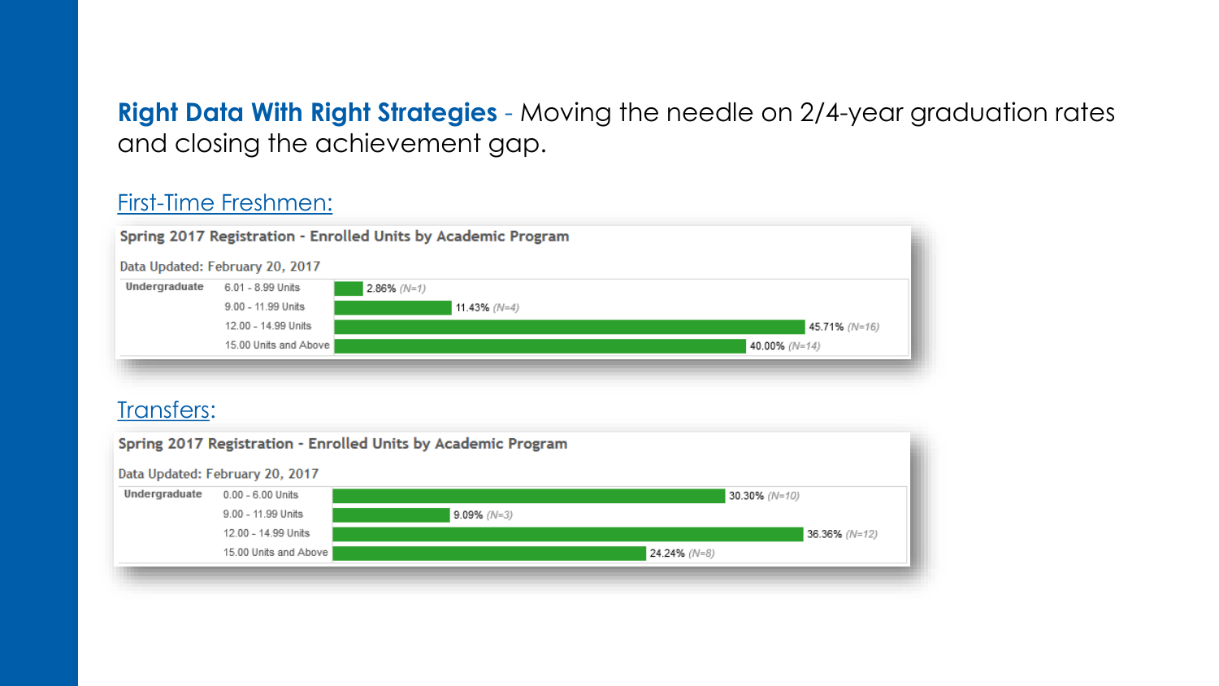**Right Data With Right Strategies** - Moving the needle on 2/4-year graduation rates and closing the achievement gap.

First-Time Freshmen:

**Spring 2017 Registration - Enrolled Units by Academic Program**

Data Updated: February 20, 2017

| | | |
|---|---|---|
| **Undergraduate** | 6.01 - 8.99 Units | 2.86% *(N=1)* |
| | 9.00 - 11.99 Units | 11.43% *(N=4)* |
| | 12.00 - 14.99 Units | 45.71% *(N=16)* |
| | 15.00 Units and Above | 40.00% *(N=14)* |

Transfers:

**Spring 2017 Registration - Enrolled Units by Academic Program**

Data Updated: February 20, 2017

| | | |
|---|---|---|
| **Undergraduate** | 0.00 - 6.00 Units | 30.30% *(N=10)* |
| | 9.00 - 11.99 Units | 9.09% *(N=3)* |
| | 12.00 - 14.99 Units | 36.36% *(N=12)* |
| | 15.00 Units and Above | 24.24% *(N=8)* |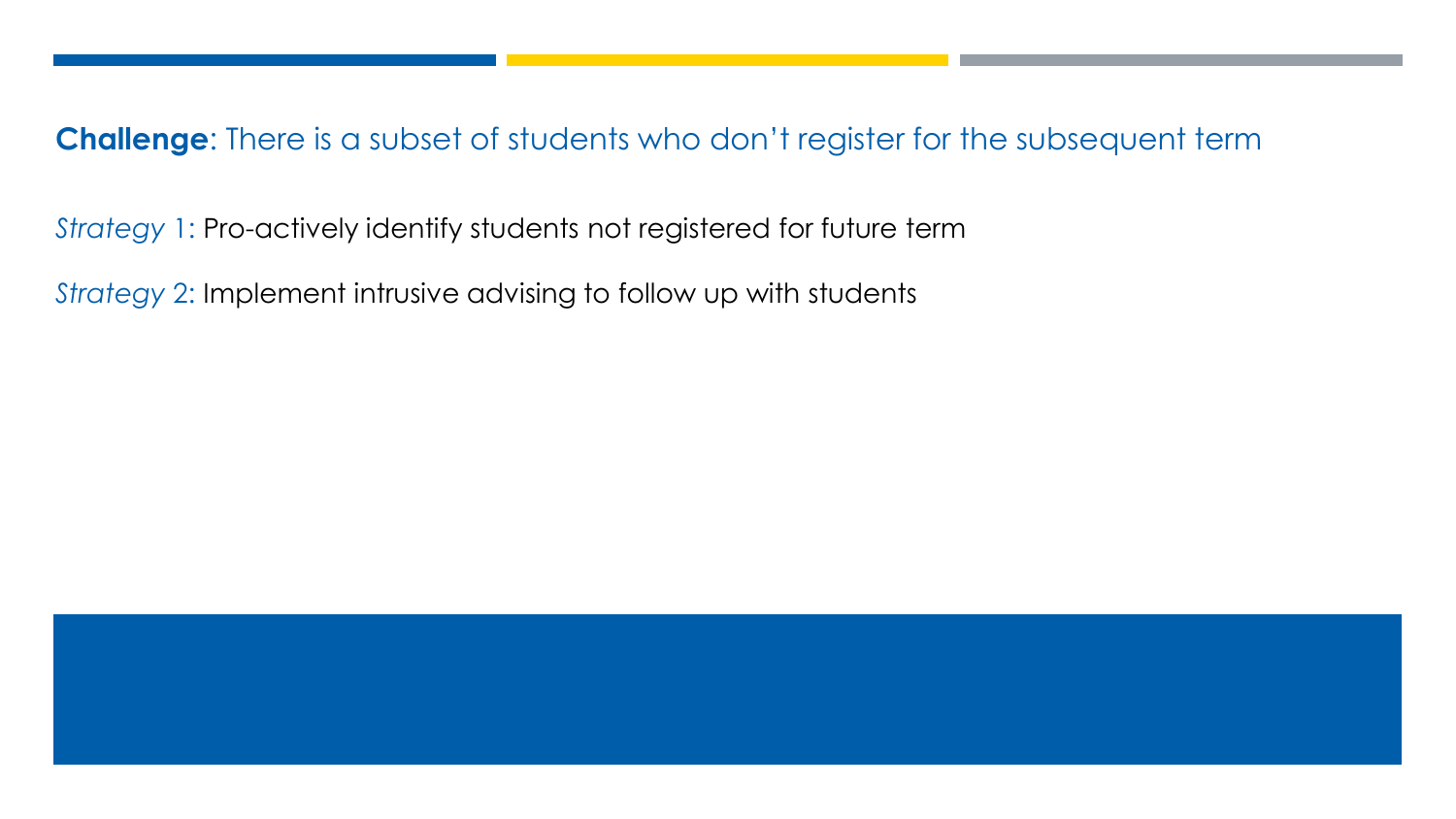**Challenge**: There is a subset of students who don’t register for the subsequent term

*Strategy* 1: Pro-actively identify students not registered for future term

*Strategy* 2: Implement intrusive advising to follow up with students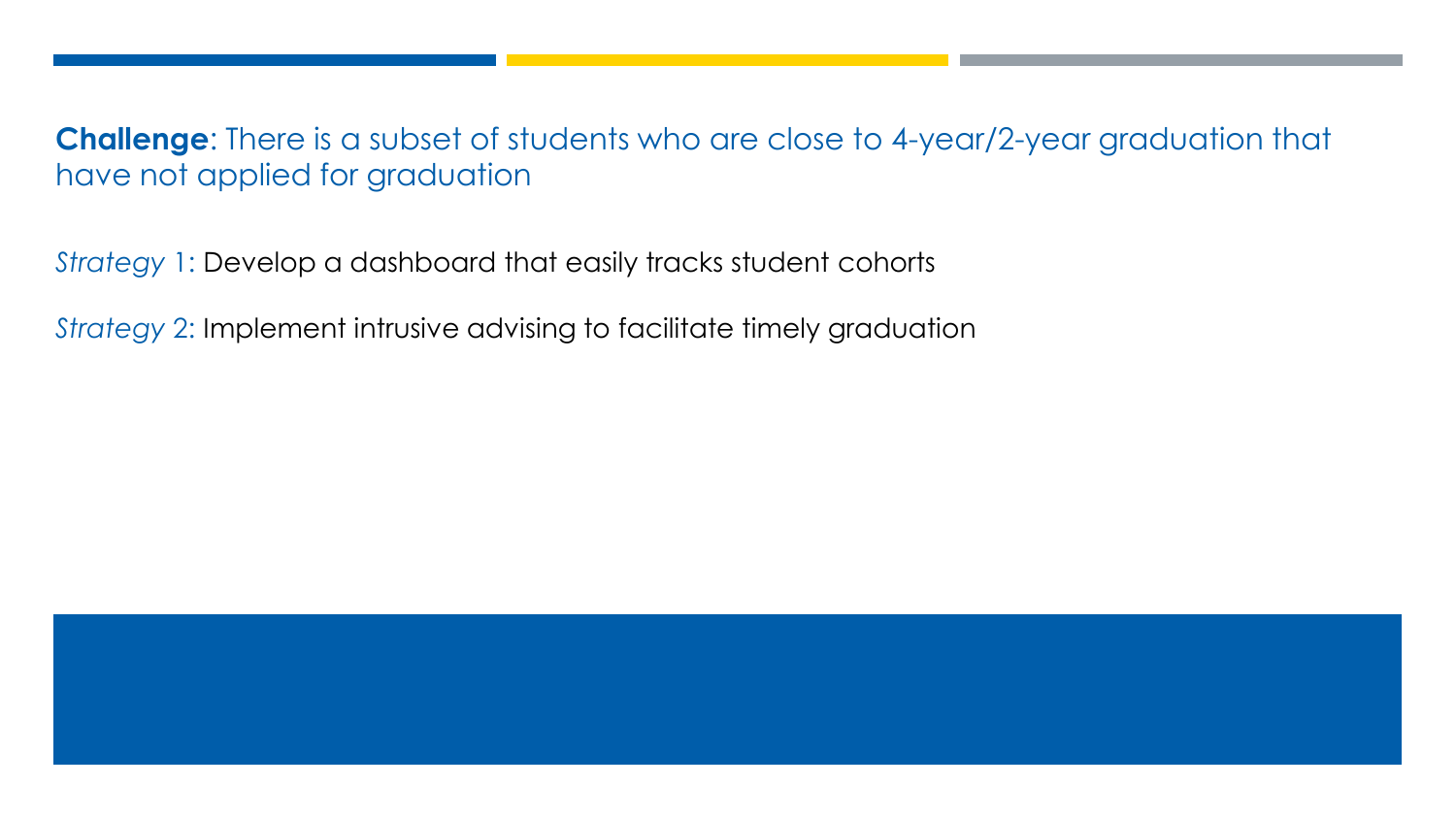**Challenge**: There is a subset of students who are close to 4-year/2-year graduation that have not applied for graduation

*Strategy* 1: Develop a dashboard that easily tracks student cohorts

*Strategy* 2: Implement intrusive advising to facilitate timely graduation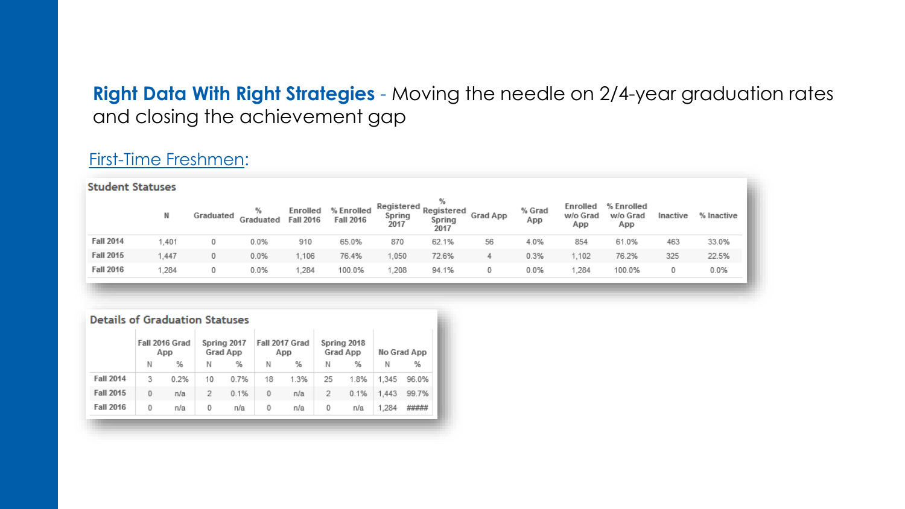**Right Data With Right Strategies** - Moving the needle on 2/4-year graduation rates and closing the achievement gap

First-Time Freshmen:

**Student Statuses**

| | N | Graduated | % Graduated | Enrolled Fall 2016 | % Enrolled Fall 2016 | Registered Spring 2017 | % Registered Spring 2017 | Grad App | % Grad App | Enrolled w/o Grad App | % Enrolled w/o Grad App | Inactive | % Inactive |
|---|---|---|---|---|---|---|---|---|---|---|---|---|---|
| Fall 2014 | 1,401 | 0 | 0.0% | 910 | 65.0% | 870 | 62.1% | 56 | 4.0% | 854 | 61.0% | 463 | 33.0% |
| Fall 2015 | 1,447 | 0 | 0.0% | 1,106 | 76.4% | 1,050 | 72.6% | 4 | 0.3% | 1,102 | 76.2% | 325 | 22.5% |
| Fall 2016 | 1,284 | 0 | 0.0% | 1,284 | 100.0% | 1,208 | 94.1% | 0 | 0.0% | 1,284 | 100.0% | 0 | 0.0% |

**Details of Graduation Statuses**

| | Fall 2016 Grad App | | Spring 2017 Grad App | | Fall 2017 Grad App | | Spring 2018 Grad App | | No Grad App | |
|---|---|---|---|---|---|---|---|---|---|---|
| | N | % | N | % | N | % | N | % | N | % |
| Fall 2014 | 3 | 0.2% | 10 | 0.7% | 18 | 1.3% | 25 | 1.8% | 1,345 | 96.0% |
| Fall 2015 | 0 | n/a | 2 | 0.1% | 0 | n/a | 2 | 0.1% | 1,443 | 99.7% |
| Fall 2016 | 0 | n/a | 0 | n/a | 0 | n/a | 0 | n/a | 1,284 | ##### |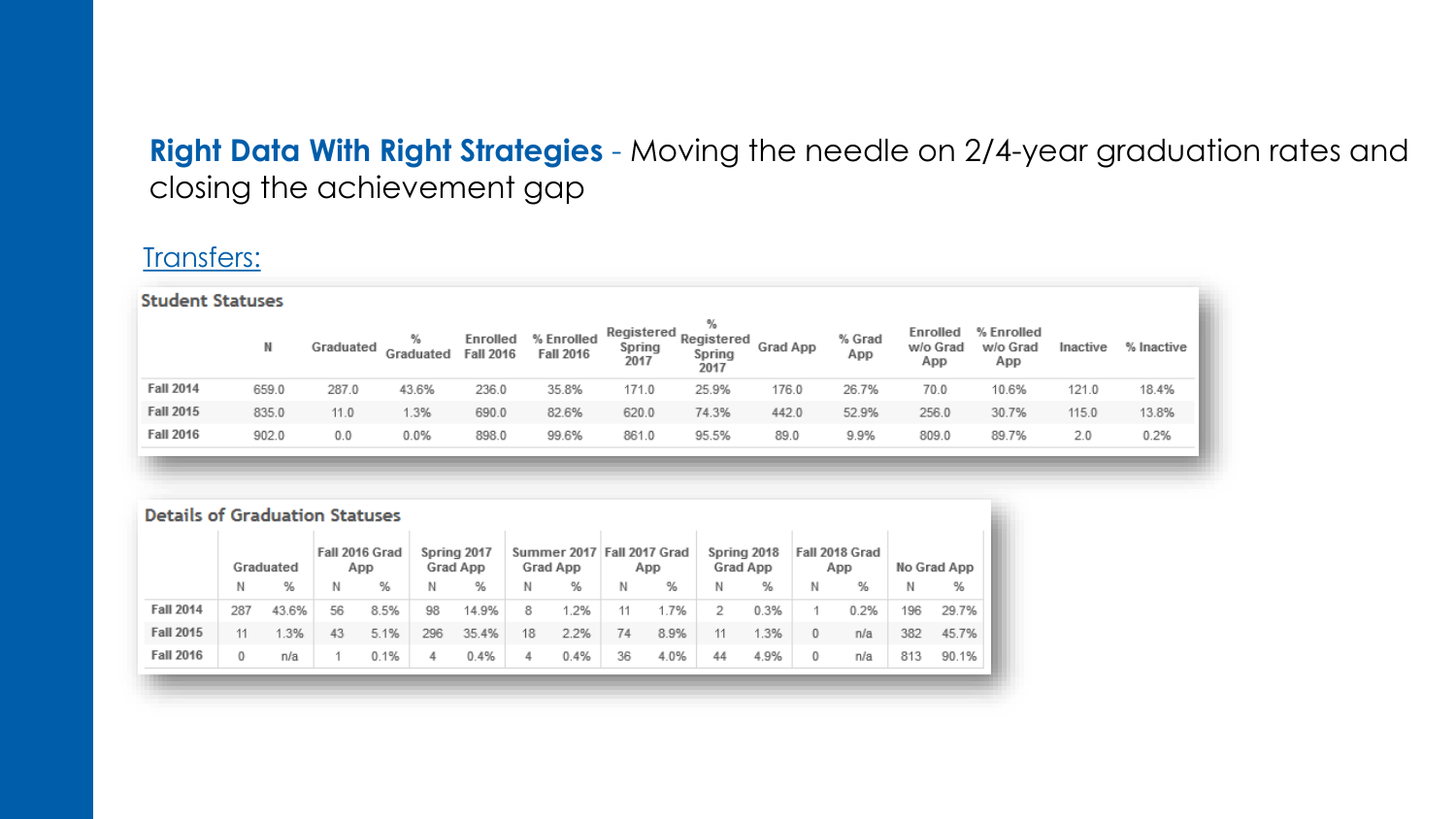## **Right Data With Right Strategies** - Moving the needle on 2/4-year graduation rates and closing the achievement gap

Transfers:

**Student Statuses**

| | N | Graduated | % Graduated | Enrolled Fall 2016 | % Enrolled Fall 2016 | Registered Spring 2017 | % Registered Spring 2017 | Grad App | % Grad App | Enrolled w/o Grad App | % Enrolled w/o Grad App | Inactive | % Inactive |
|---|---|---|---|---|---|---|---|---|---|---|---|---|---|
| Fall 2014 | 659.0 | 287.0 | 43.6% | 236.0 | 35.8% | 171.0 | 25.9% | 176.0 | 26.7% | 70.0 | 10.6% | 121.0 | 18.4% |
| Fall 2015 | 835.0 | 11.0 | 1.3% | 690.0 | 82.6% | 620.0 | 74.3% | 442.0 | 52.9% | 256.0 | 30.7% | 115.0 | 13.8% |
| Fall 2016 | 902.0 | 0.0 | 0.0% | 898.0 | 99.6% | 861.0 | 95.5% | 89.0 | 9.9% | 809.0 | 89.7% | 2.0 | 0.2% |

**Details of Graduation Statuses**

| | Graduated | | Fall 2016 Grad App | | Spring 2017 Grad App | | Summer 2017 Grad App | | Fall 2017 Grad App | | Spring 2018 Grad App | | Fall 2018 Grad App | | No Grad App | |
|---|---|---|---|---|---|---|---|---|---|---|---|---|---|---|---|---|
| | N | % | N | % | N | % | N | % | N | % | N | % | N | % | N | % |
| Fall 2014 | 287 | 43.6% | 56 | 8.5% | 98 | 14.9% | 8 | 1.2% | 11 | 1.7% | 2 | 0.3% | 1 | 0.2% | 196 | 29.7% |
| Fall 2015 | 11 | 1.3% | 43 | 5.1% | 296 | 35.4% | 18 | 2.2% | 74 | 8.9% | 11 | 1.3% | 0 | n/a | 382 | 45.7% |
| Fall 2016 | 0 | n/a | 1 | 0.1% | 4 | 0.4% | 4 | 0.4% | 36 | 4.0% | 44 | 4.9% | 0 | n/a | 813 | 90.1% |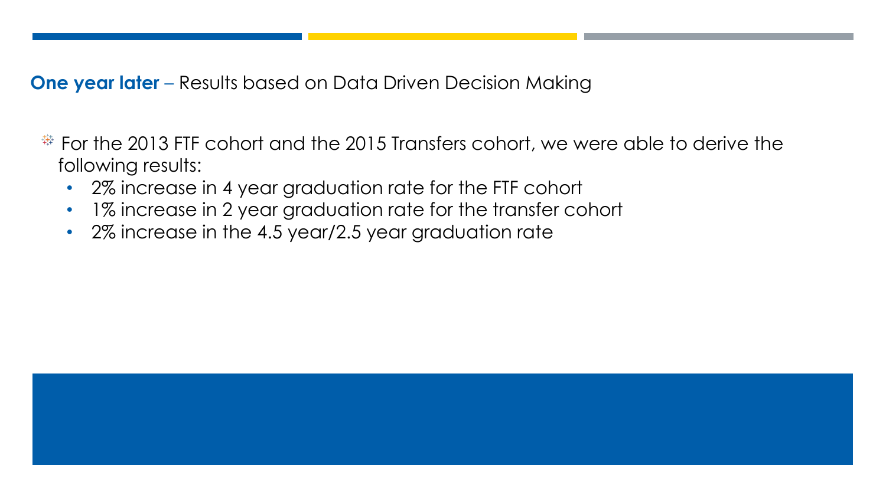## **One year later** – Results based on Data Driven Decision Making

- For the 2013 FTF cohort and the 2015 Transfers cohort, we were able to derive the following results:
  - 2% increase in 4 year graduation rate for the FTF cohort
  - 1% increase in 2 year graduation rate for the transfer cohort
  - 2% increase in the 4.5 year/2.5 year graduation rate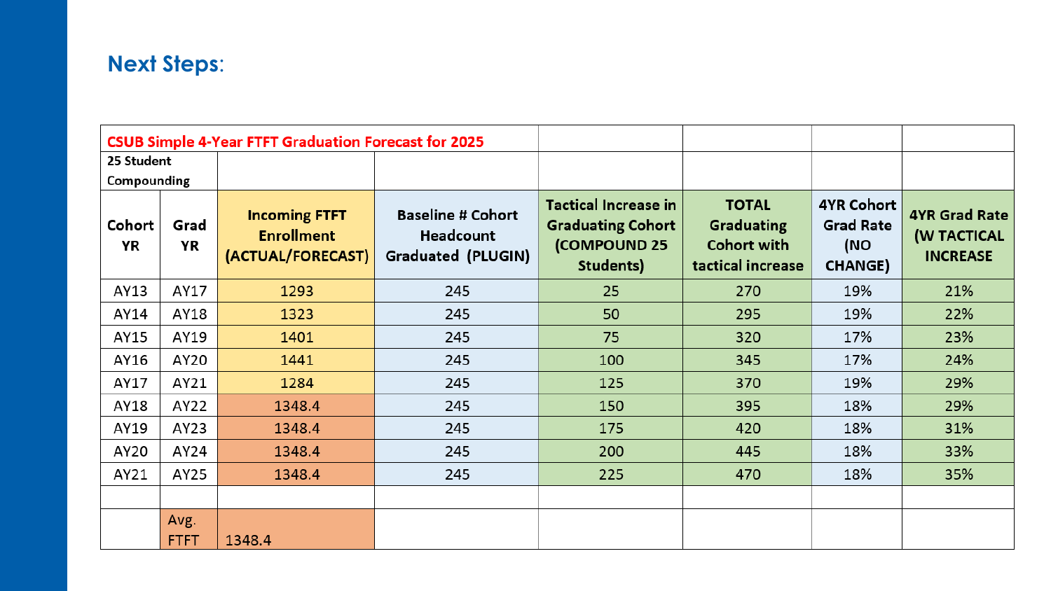## Next Steps:

| CSUB Simple 4-Year FTFT Graduation Forecast for 2025 | | | | | | | |
|---|---|---|---|---|---|---|---|
| 25 Student Compounding | | | | | | | |
| Cohort YR | Grad YR | Incoming FTFT Enrollment (ACTUAL/FORECAST) | Baseline # Cohort Headcount Graduated (PLUGIN) | Tactical Increase in Graduating Cohort (COMPOUND 25 Students) | TOTAL Graduating Cohort with tactical increase | 4YR Cohort Grad Rate (NO CHANGE) | 4YR Grad Rate (W TACTICAL INCREASE |
| AY13 | AY17 | 1293 | 245 | 25 | 270 | 19% | 21% |
| AY14 | AY18 | 1323 | 245 | 50 | 295 | 19% | 22% |
| AY15 | AY19 | 1401 | 245 | 75 | 320 | 17% | 23% |
| AY16 | AY20 | 1441 | 245 | 100 | 345 | 17% | 24% |
| AY17 | AY21 | 1284 | 245 | 125 | 370 | 19% | 29% |
| AY18 | AY22 | 1348.4 | 245 | 150 | 395 | 18% | 29% |
| AY19 | AY23 | 1348.4 | 245 | 175 | 420 | 18% | 31% |
| AY20 | AY24 | 1348.4 | 245 | 200 | 445 | 18% | 33% |
| AY21 | AY25 | 1348.4 | 245 | 225 | 470 | 18% | 35% |
| | | | | | | | |
| | Avg. FTFT | 1348.4 | | | | | |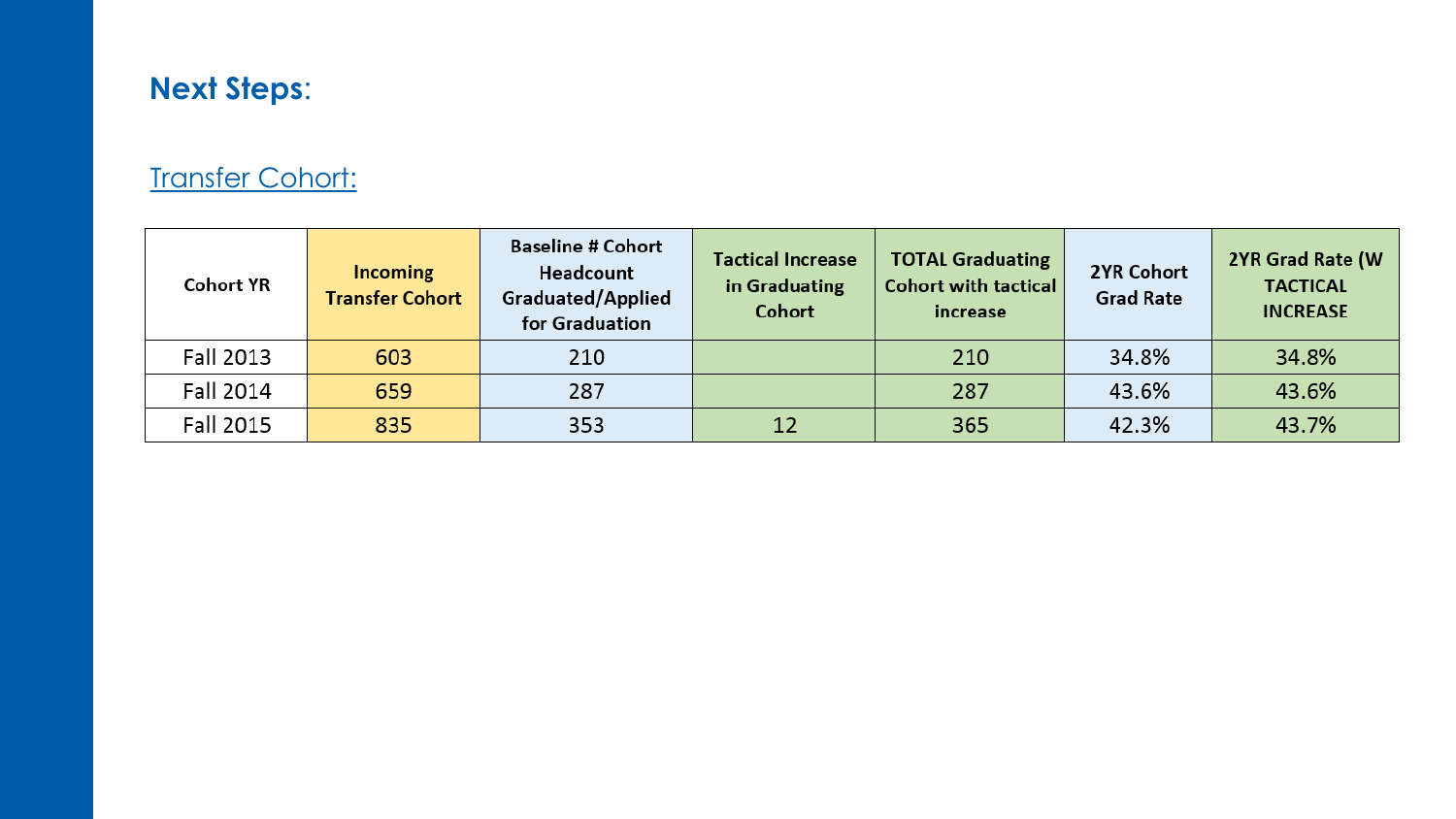## Next Steps:

Transfer Cohort:

| Cohort YR | Incoming Transfer Cohort | Baseline # Cohort Headcount Graduated/Applied for Graduation | Tactical Increase in Graduating Cohort | TOTAL Graduating Cohort with tactical increase | 2YR Cohort Grad Rate | 2YR Grad Rate (W TACTICAL INCREASE |
|---|---|---|---|---|---|---|
| Fall 2013 | 603 | 210 | | 210 | 34.8% | 34.8% |
| Fall 2014 | 659 | 287 | | 287 | 43.6% | 43.6% |
| Fall 2015 | 835 | 353 | 12 | 365 | 42.3% | 43.7% |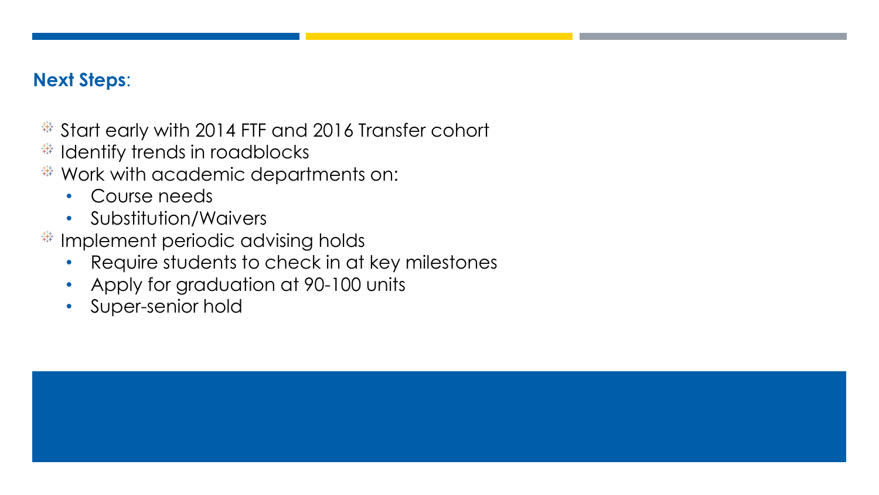## **Next Steps**:

- Start early with 2014 FTF and 2016 Transfer cohort
- Identify trends in roadblocks
- Work with academic departments on:
  - Course needs
  - Substitution/Waivers
- Implement periodic advising holds
  - Require students to check in at key milestones
  - Apply for graduation at 90-100 units
  - Super-senior hold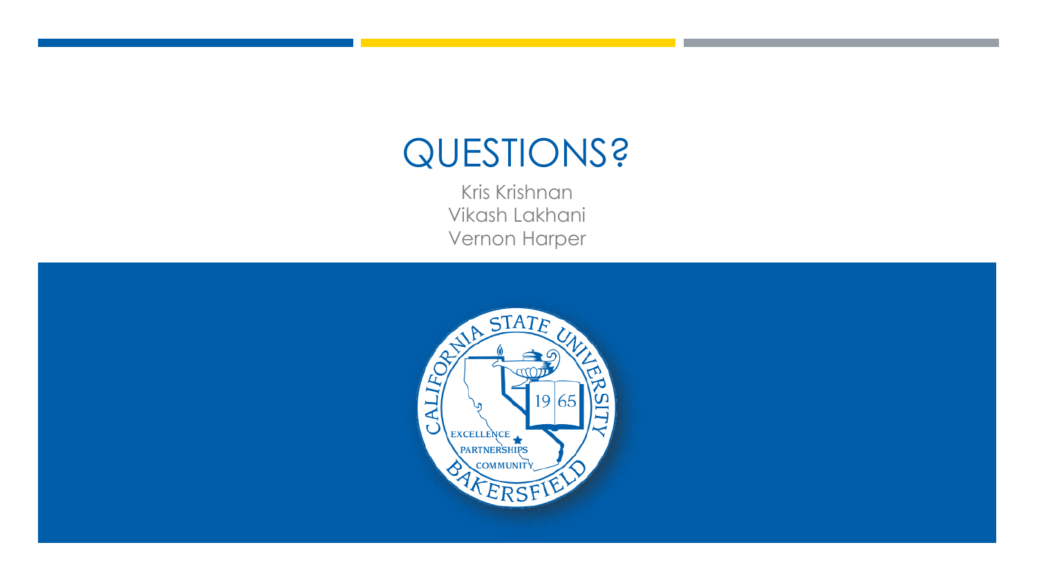# QUESTIONS?

Kris Krishnan
Vikash Lakhani
Vernon Harper